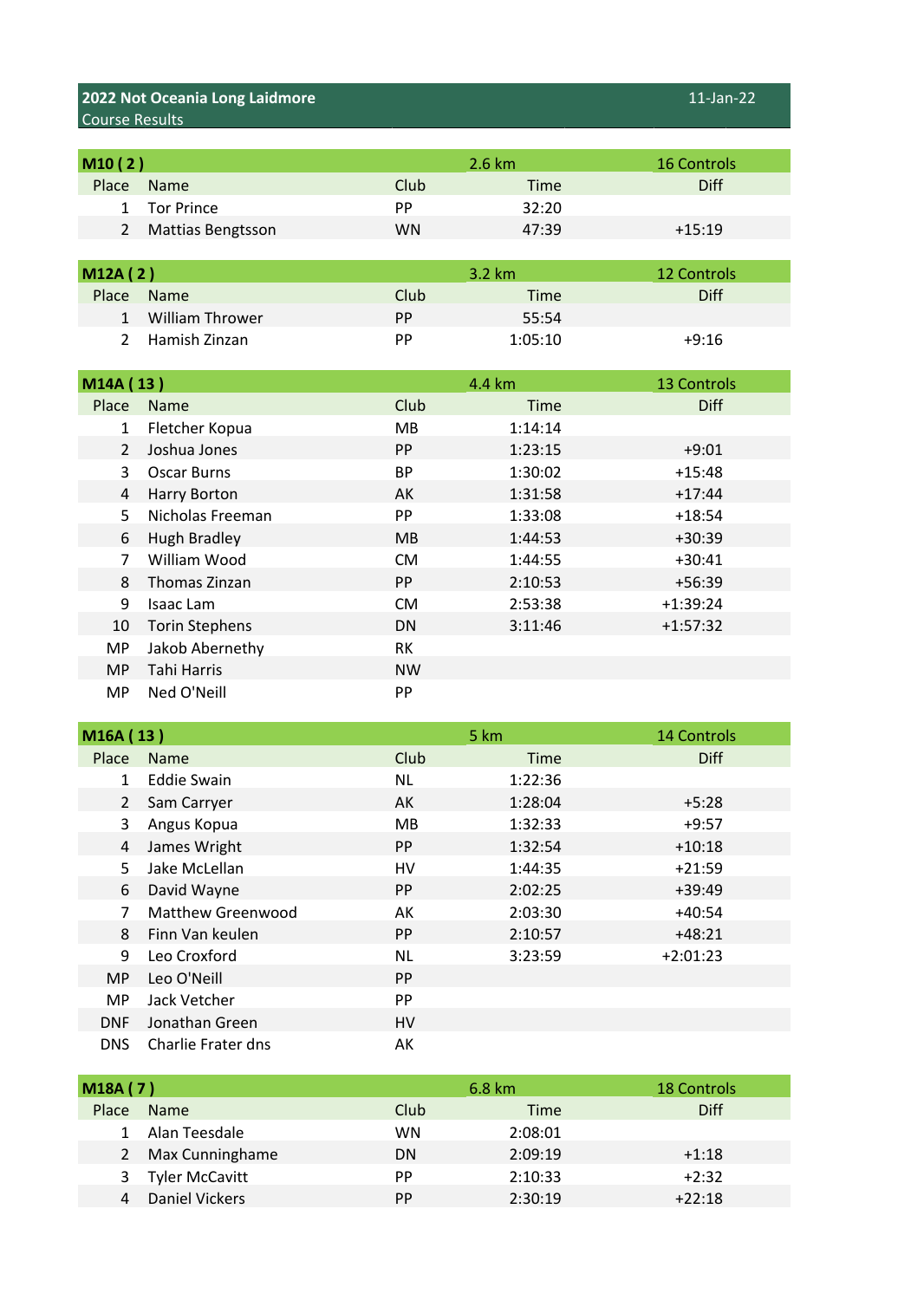## 2022 Not Oceania Long Laidmore

Course Results

11-Jan-22

| M10 ( 2 ) | | | 2.6 km | 16 Controls |
|---|---|---|---|---|
| Place | Name | Club | Time | Diff |
| 1 | Tor Prince | PP | 32:20 | |
| 2 | Mattias Bengtsson | WN | 47:39 | +15:19 |

| M12A ( 2 ) | | | 3.2 km | 12 Controls |
|---|---|---|---|---|
| Place | Name | Club | Time | Diff |
| 1 | William Thrower | PP | 55:54 | |
| 2 | Hamish Zinzan | PP | 1:05:10 | +9:16 |

| M14A ( 13 ) | | | 4.4 km | 13 Controls |
|---|---|---|---|---|
| Place | Name | Club | Time | Diff |
| 1 | Fletcher Kopua | MB | 1:14:14 | |
| 2 | Joshua Jones | PP | 1:23:15 | +9:01 |
| 3 | Oscar Burns | BP | 1:30:02 | +15:48 |
| 4 | Harry Borton | AK | 1:31:58 | +17:44 |
| 5 | Nicholas Freeman | PP | 1:33:08 | +18:54 |
| 6 | Hugh Bradley | MB | 1:44:53 | +30:39 |
| 7 | William Wood | CM | 1:44:55 | +30:41 |
| 8 | Thomas Zinzan | PP | 2:10:53 | +56:39 |
| 9 | Isaac Lam | CM | 2:53:38 | +1:39:24 |
| 10 | Torin Stephens | DN | 3:11:46 | +1:57:32 |
| MP | Jakob Abernethy | RK | | |
| MP | Tahi Harris | NW | | |
| MP | Ned O'Neill | PP | | |

| M16A ( 13 ) | | | 5 km | 14 Controls |
|---|---|---|---|---|
| Place | Name | Club | Time | Diff |
| 1 | Eddie Swain | NL | 1:22:36 | |
| 2 | Sam Carryer | AK | 1:28:04 | +5:28 |
| 3 | Angus Kopua | MB | 1:32:33 | +9:57 |
| 4 | James Wright | PP | 1:32:54 | +10:18 |
| 5 | Jake McLellan | HV | 1:44:35 | +21:59 |
| 6 | David Wayne | PP | 2:02:25 | +39:49 |
| 7 | Matthew Greenwood | AK | 2:03:30 | +40:54 |
| 8 | Finn Van keulen | PP | 2:10:57 | +48:21 |
| 9 | Leo Croxford | NL | 3:23:59 | +2:01:23 |
| MP | Leo O'Neill | PP | | |
| MP | Jack Vetcher | PP | | |
| DNF | Jonathan Green | HV | | |
| DNS | Charlie Frater dns | AK | | |

| M18A ( 7 ) | | | 6.8 km | 18 Controls |
|---|---|---|---|---|
| Place | Name | Club | Time | Diff |
| 1 | Alan Teesdale | WN | 2:08:01 | |
| 2 | Max Cunninghame | DN | 2:09:19 | +1:18 |
| 3 | Tyler McCavitt | PP | 2:10:33 | +2:32 |
| 4 | Daniel Vickers | PP | 2:30:19 | +22:18 |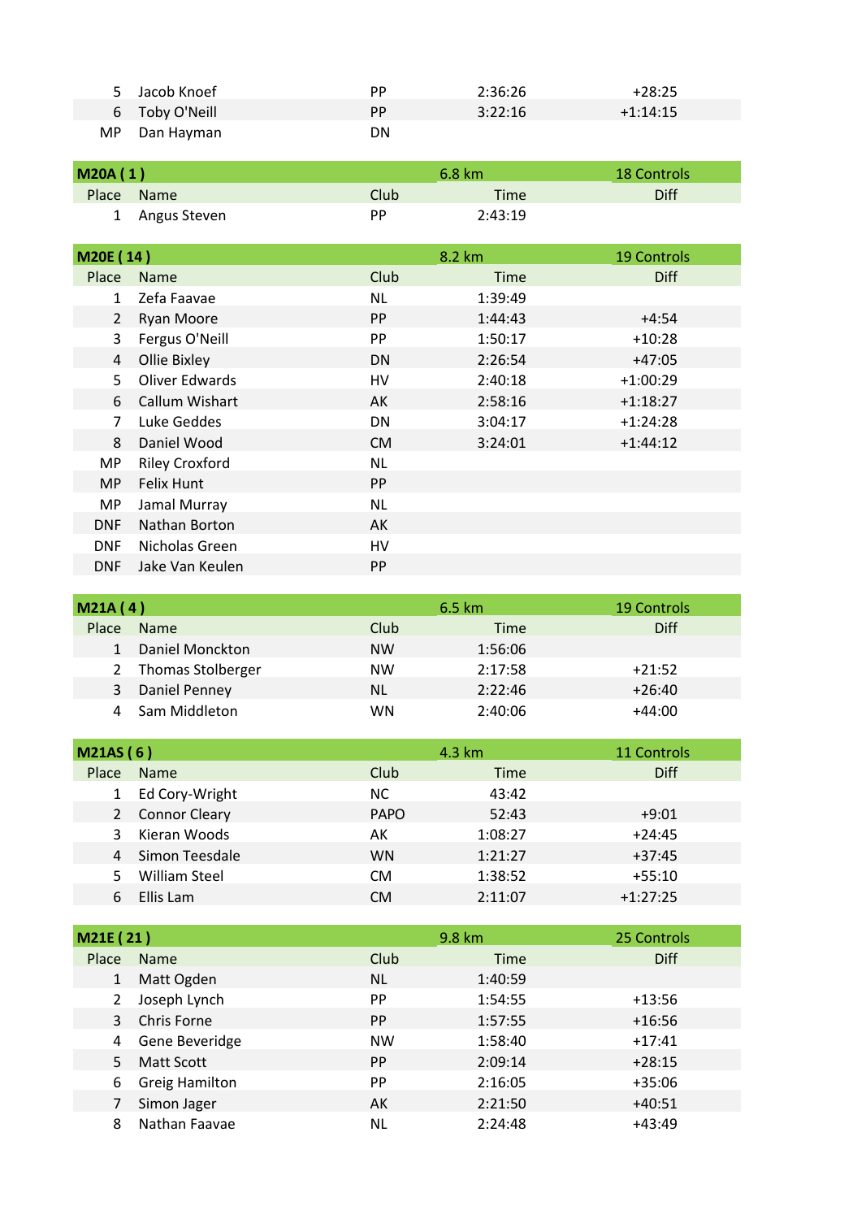| Place | Name | Club | Time | Diff |
|---|---|---|---|---|
| 5 | Jacob Knoef | PP | 2:36:26 | +28:25 |
| 6 | Toby O'Neill | PP | 3:22:16 | +1:14:15 |
| MP | Dan Hayman | DN | | |

| M20A ( 1 ) | | | 6.8 km | 18 Controls |
|---|---|---|---|---|
| Place | Name | Club | Time | Diff |
| 1 | Angus Steven | PP | 2:43:19 | |

| M20E ( 14 ) | | | 8.2 km | 19 Controls |
|---|---|---|---|---|
| Place | Name | Club | Time | Diff |
| 1 | Zefa Faavae | NL | 1:39:49 | |
| 2 | Ryan Moore | PP | 1:44:43 | +4:54 |
| 3 | Fergus O'Neill | PP | 1:50:17 | +10:28 |
| 4 | Ollie Bixley | DN | 2:26:54 | +47:05 |
| 5 | Oliver Edwards | HV | 2:40:18 | +1:00:29 |
| 6 | Callum Wishart | AK | 2:58:16 | +1:18:27 |
| 7 | Luke Geddes | DN | 3:04:17 | +1:24:28 |
| 8 | Daniel Wood | CM | 3:24:01 | +1:44:12 |
| MP | Riley Croxford | NL | | |
| MP | Felix Hunt | PP | | |
| MP | Jamal Murray | NL | | |
| DNF | Nathan Borton | AK | | |
| DNF | Nicholas Green | HV | | |
| DNF | Jake Van Keulen | PP | | |

| M21A ( 4 ) | | | 6.5 km | 19 Controls |
|---|---|---|---|---|
| Place | Name | Club | Time | Diff |
| 1 | Daniel Monckton | NW | 1:56:06 | |
| 2 | Thomas Stolberger | NW | 2:17:58 | +21:52 |
| 3 | Daniel Penney | NL | 2:22:46 | +26:40 |
| 4 | Sam Middleton | WN | 2:40:06 | +44:00 |

| M21AS ( 6 ) | | | 4.3 km | 11 Controls |
|---|---|---|---|---|
| Place | Name | Club | Time | Diff |
| 1 | Ed Cory-Wright | NC | 43:42 | |
| 2 | Connor Cleary | PAPO | 52:43 | +9:01 |
| 3 | Kieran Woods | AK | 1:08:27 | +24:45 |
| 4 | Simon Teesdale | WN | 1:21:27 | +37:45 |
| 5 | William Steel | CM | 1:38:52 | +55:10 |
| 6 | Ellis Lam | CM | 2:11:07 | +1:27:25 |

| M21E ( 21 ) | | | 9.8 km | 25 Controls |
|---|---|---|---|---|
| Place | Name | Club | Time | Diff |
| 1 | Matt Ogden | NL | 1:40:59 | |
| 2 | Joseph Lynch | PP | 1:54:55 | +13:56 |
| 3 | Chris Forne | PP | 1:57:55 | +16:56 |
| 4 | Gene Beveridge | NW | 1:58:40 | +17:41 |
| 5 | Matt Scott | PP | 2:09:14 | +28:15 |
| 6 | Greig Hamilton | PP | 2:16:05 | +35:06 |
| 7 | Simon Jager | AK | 2:21:50 | +40:51 |
| 8 | Nathan Faavae | NL | 2:24:48 | +43:49 |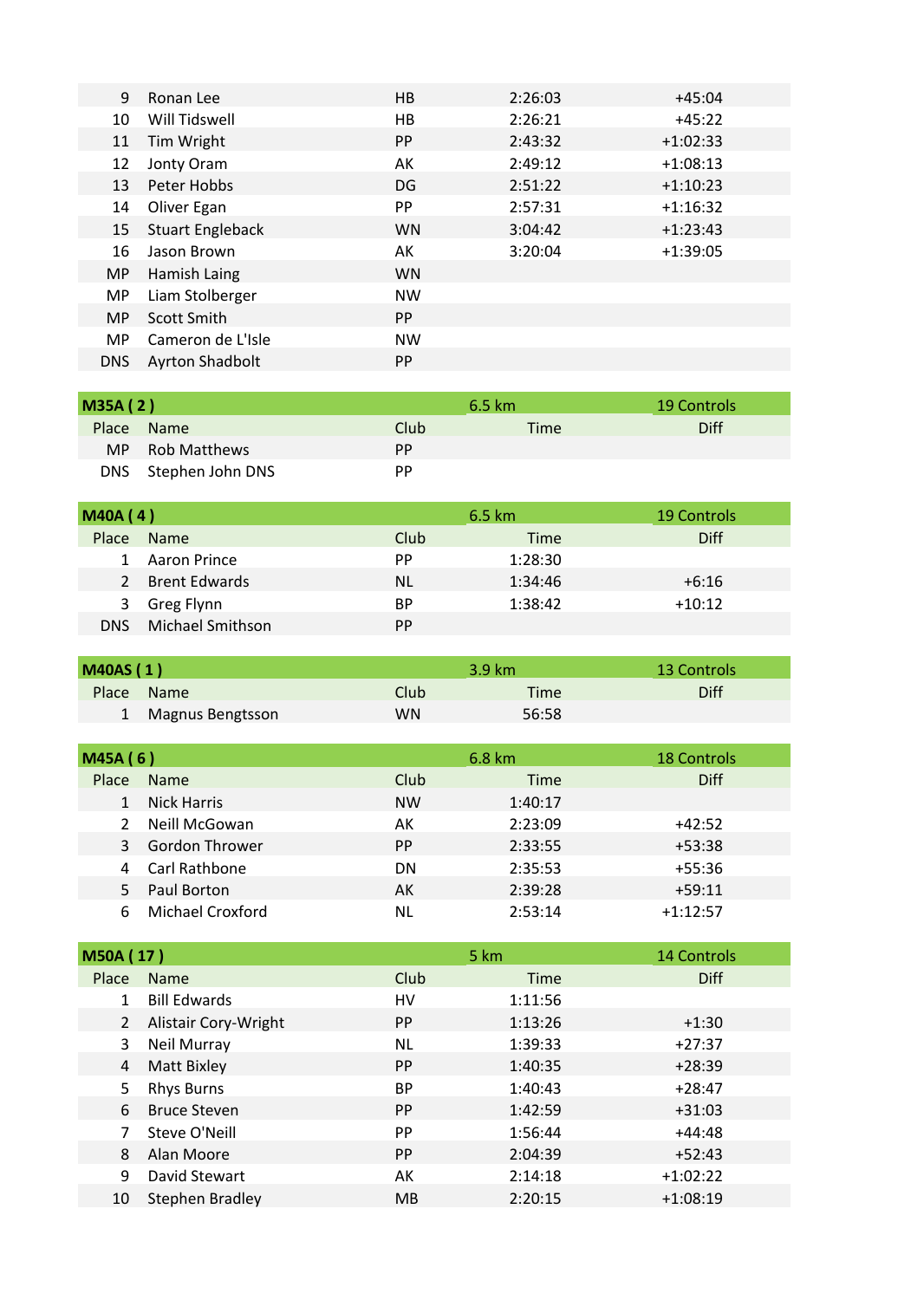| Place | Name | Club | Time | Diff |
|---|---|---|---|---|
| 9 | Ronan Lee | HB | 2:26:03 | +45:04 |
| 10 | Will Tidswell | HB | 2:26:21 | +45:22 |
| 11 | Tim Wright | PP | 2:43:32 | +1:02:33 |
| 12 | Jonty Oram | AK | 2:49:12 | +1:08:13 |
| 13 | Peter Hobbs | DG | 2:51:22 | +1:10:23 |
| 14 | Oliver Egan | PP | 2:57:31 | +1:16:32 |
| 15 | Stuart Engleback | WN | 3:04:42 | +1:23:43 |
| 16 | Jason Brown | AK | 3:20:04 | +1:39:05 |
| MP | Hamish Laing | WN | | |
| MP | Liam Stolberger | NW | | |
| MP | Scott Smith | PP | | |
| MP | Cameron de L'Isle | NW | | |
| DNS | Ayrton Shadbolt | PP | | |

| M35A ( 2 ) | | 6.5 km | | 19 Controls |
|---|---|---|---|---|
| Place | Name | Club | Time | Diff |
| MP | Rob Matthews | PP | | |
| DNS | Stephen John DNS | PP | | |

| M40A ( 4 ) | | 6.5 km | | 19 Controls |
|---|---|---|---|---|
| Place | Name | Club | Time | Diff |
| 1 | Aaron Prince | PP | 1:28:30 | |
| 2 | Brent Edwards | NL | 1:34:46 | +6:16 |
| 3 | Greg Flynn | BP | 1:38:42 | +10:12 |
| DNS | Michael Smithson | PP | | |

| M40AS ( 1 ) | | 3.9 km | | 13 Controls |
|---|---|---|---|---|
| Place | Name | Club | Time | Diff |
| 1 | Magnus Bengtsson | WN | 56:58 | |

| M45A ( 6 ) | | 6.8 km | | 18 Controls |
|---|---|---|---|---|
| Place | Name | Club | Time | Diff |
| 1 | Nick Harris | NW | 1:40:17 | |
| 2 | Neill McGowan | AK | 2:23:09 | +42:52 |
| 3 | Gordon Thrower | PP | 2:33:55 | +53:38 |
| 4 | Carl Rathbone | DN | 2:35:53 | +55:36 |
| 5 | Paul Borton | AK | 2:39:28 | +59:11 |
| 6 | Michael Croxford | NL | 2:53:14 | +1:12:57 |

| M50A ( 17 ) | | 5 km | | 14 Controls |
|---|---|---|---|---|
| Place | Name | Club | Time | Diff |
| 1 | Bill Edwards | HV | 1:11:56 | |
| 2 | Alistair Cory-Wright | PP | 1:13:26 | +1:30 |
| 3 | Neil Murray | NL | 1:39:33 | +27:37 |
| 4 | Matt Bixley | PP | 1:40:35 | +28:39 |
| 5 | Rhys Burns | BP | 1:40:43 | +28:47 |
| 6 | Bruce Steven | PP | 1:42:59 | +31:03 |
| 7 | Steve O'Neill | PP | 1:56:44 | +44:48 |
| 8 | Alan Moore | PP | 2:04:39 | +52:43 |
| 9 | David Stewart | AK | 2:14:18 | +1:02:22 |
| 10 | Stephen Bradley | MB | 2:20:15 | +1:08:19 |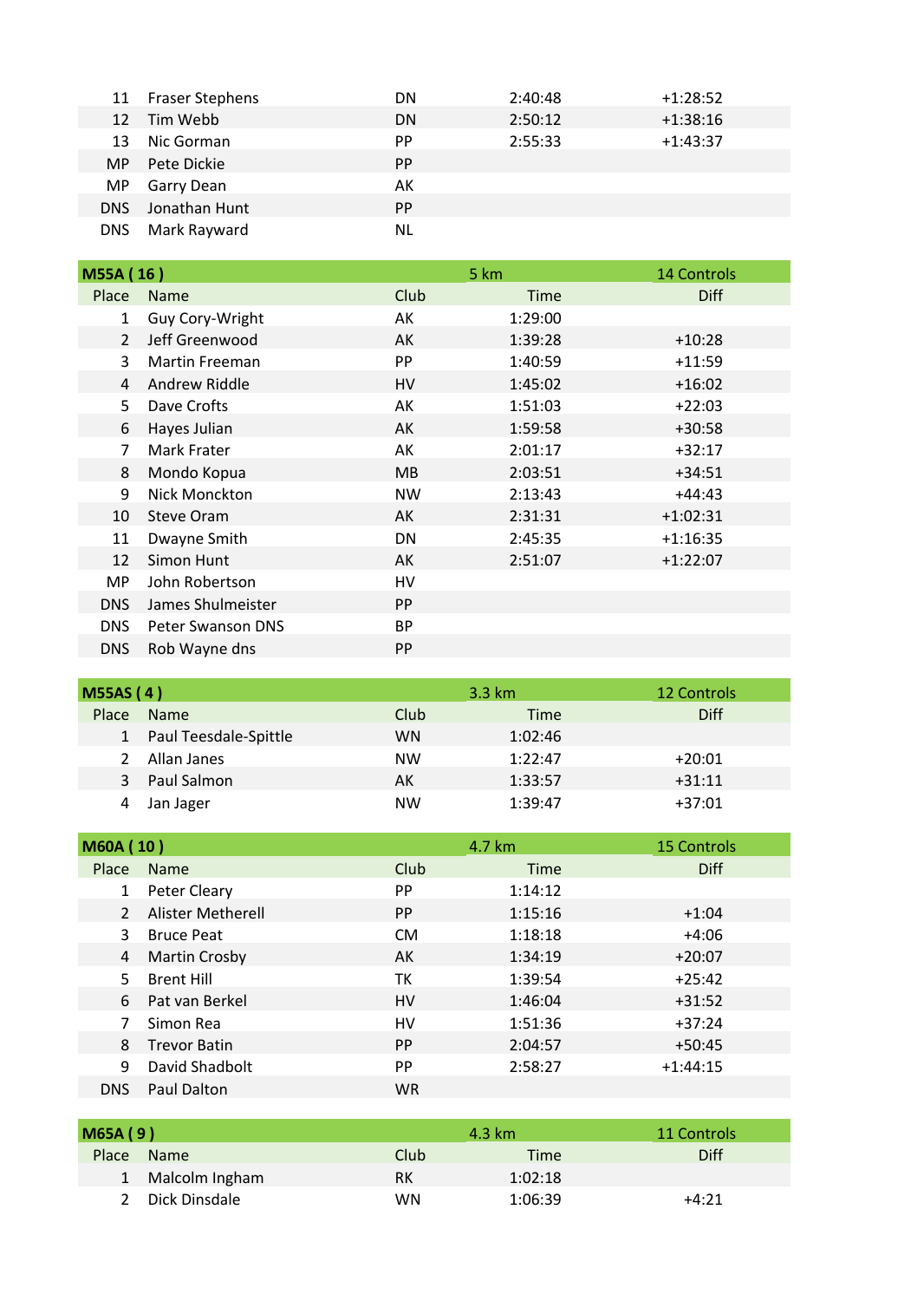| Place | Name | Club | Time | Diff |
|---|---|---|---|---|
| 11 | Fraser Stephens | DN | 2:40:48 | +1:28:52 |
| 12 | Tim Webb | DN | 2:50:12 | +1:38:16 |
| 13 | Nic Gorman | PP | 2:55:33 | +1:43:37 |
| MP | Pete Dickie | PP | | |
| MP | Garry Dean | AK | | |
| DNS | Jonathan Hunt | PP | | |
| DNS | Mark Rayward | NL | | |

| M55A ( 16 ) | | | 5 km | 14 Controls |
|---|---|---|---|---|
| Place | Name | Club | Time | Diff |
| 1 | Guy Cory-Wright | AK | 1:29:00 | |
| 2 | Jeff Greenwood | AK | 1:39:28 | +10:28 |
| 3 | Martin Freeman | PP | 1:40:59 | +11:59 |
| 4 | Andrew Riddle | HV | 1:45:02 | +16:02 |
| 5 | Dave Crofts | AK | 1:51:03 | +22:03 |
| 6 | Hayes Julian | AK | 1:59:58 | +30:58 |
| 7 | Mark Frater | AK | 2:01:17 | +32:17 |
| 8 | Mondo Kopua | MB | 2:03:51 | +34:51 |
| 9 | Nick Monckton | NW | 2:13:43 | +44:43 |
| 10 | Steve Oram | AK | 2:31:31 | +1:02:31 |
| 11 | Dwayne Smith | DN | 2:45:35 | +1:16:35 |
| 12 | Simon Hunt | AK | 2:51:07 | +1:22:07 |
| MP | John Robertson | HV | | |
| DNS | James Shulmeister | PP | | |
| DNS | Peter Swanson DNS | BP | | |
| DNS | Rob Wayne dns | PP | | |

| M55AS ( 4 ) | | | 3.3 km | 12 Controls |
|---|---|---|---|---|
| Place | Name | Club | Time | Diff |
| 1 | Paul Teesdale-Spittle | WN | 1:02:46 | |
| 2 | Allan Janes | NW | 1:22:47 | +20:01 |
| 3 | Paul Salmon | AK | 1:33:57 | +31:11 |
| 4 | Jan Jager | NW | 1:39:47 | +37:01 |

| M60A ( 10 ) | | | 4.7 km | 15 Controls |
|---|---|---|---|---|
| Place | Name | Club | Time | Diff |
| 1 | Peter Cleary | PP | 1:14:12 | |
| 2 | Alister Metherell | PP | 1:15:16 | +1:04 |
| 3 | Bruce Peat | CM | 1:18:18 | +4:06 |
| 4 | Martin Crosby | AK | 1:34:19 | +20:07 |
| 5 | Brent Hill | TK | 1:39:54 | +25:42 |
| 6 | Pat van Berkel | HV | 1:46:04 | +31:52 |
| 7 | Simon Rea | HV | 1:51:36 | +37:24 |
| 8 | Trevor Batin | PP | 2:04:57 | +50:45 |
| 9 | David Shadbolt | PP | 2:58:27 | +1:44:15 |
| DNS | Paul Dalton | WR | | |

| M65A ( 9 ) | | | 4.3 km | 11 Controls |
|---|---|---|---|---|
| Place | Name | Club | Time | Diff |
| 1 | Malcolm Ingham | RK | 1:02:18 | |
| 2 | Dick Dinsdale | WN | 1:06:39 | +4:21 |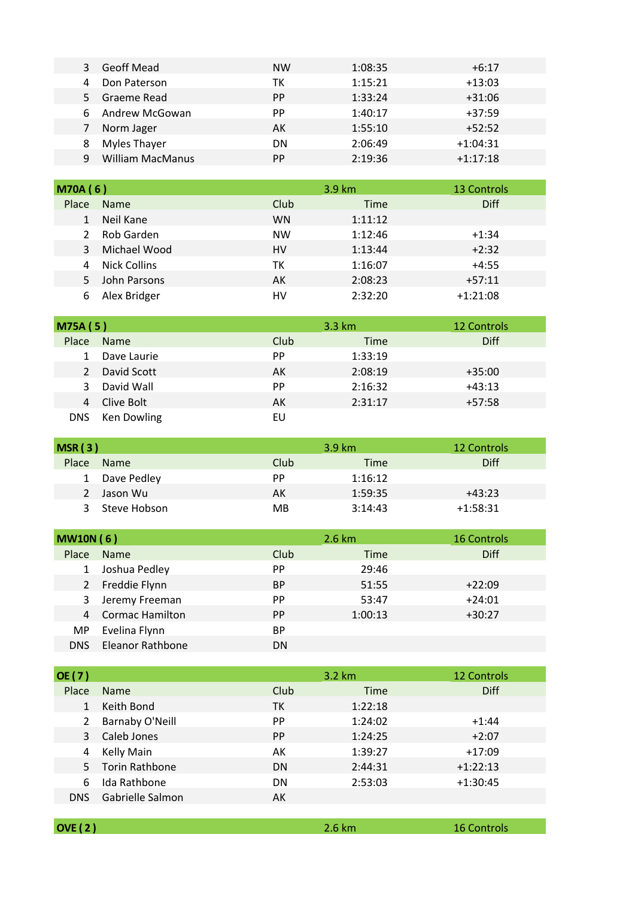| | | | | |
|---|---|---|---|---|
| 3 | Geoff Mead | NW | 1:08:35 | +6:17 |
| 4 | Don Paterson | TK | 1:15:21 | +13:03 |
| 5 | Graeme Read | PP | 1:33:24 | +31:06 |
| 6 | Andrew McGowan | PP | 1:40:17 | +37:59 |
| 7 | Norm Jager | AK | 1:55:10 | +52:52 |
| 8 | Myles Thayer | DN | 2:06:49 | +1:04:31 |
| 9 | William MacManus | PP | 2:19:36 | +1:17:18 |

**M70A ( 6 )** — 3.9 km — 13 Controls

| Place | Name | Club | Time | Diff |
|---|---|---|---|---|
| 1 | Neil Kane | WN | 1:11:12 | |
| 2 | Rob Garden | NW | 1:12:46 | +1:34 |
| 3 | Michael Wood | HV | 1:13:44 | +2:32 |
| 4 | Nick Collins | TK | 1:16:07 | +4:55 |
| 5 | John Parsons | AK | 2:08:23 | +57:11 |
| 6 | Alex Bridger | HV | 2:32:20 | +1:21:08 |

**M75A ( 5 )** — 3.3 km — 12 Controls

| Place | Name | Club | Time | Diff |
|---|---|---|---|---|
| 1 | Dave Laurie | PP | 1:33:19 | |
| 2 | David Scott | AK | 2:08:19 | +35:00 |
| 3 | David Wall | PP | 2:16:32 | +43:13 |
| 4 | Clive Bolt | AK | 2:31:17 | +57:58 |
| DNS | Ken Dowling | EU | | |

**MSR ( 3 )** — 3.9 km — 12 Controls

| Place | Name | Club | Time | Diff |
|---|---|---|---|---|
| 1 | Dave Pedley | PP | 1:16:12 | |
| 2 | Jason Wu | AK | 1:59:35 | +43:23 |
| 3 | Steve Hobson | MB | 3:14:43 | +1:58:31 |

**MW10N ( 6 )** — 2.6 km — 16 Controls

| Place | Name | Club | Time | Diff |
|---|---|---|---|---|
| 1 | Joshua Pedley | PP | 29:46 | |
| 2 | Freddie Flynn | BP | 51:55 | +22:09 |
| 3 | Jeremy Freeman | PP | 53:47 | +24:01 |
| 4 | Cormac Hamilton | PP | 1:00:13 | +30:27 |
| MP | Evelina Flynn | BP | | |
| DNS | Eleanor Rathbone | DN | | |

**OE ( 7 )** — 3.2 km — 12 Controls

| Place | Name | Club | Time | Diff |
|---|---|---|---|---|
| 1 | Keith Bond | TK | 1:22:18 | |
| 2 | Barnaby O'Neill | PP | 1:24:02 | +1:44 |
| 3 | Caleb Jones | PP | 1:24:25 | +2:07 |
| 4 | Kelly Main | AK | 1:39:27 | +17:09 |
| 5 | Torin Rathbone | DN | 2:44:31 | +1:22:13 |
| 6 | Ida Rathbone | DN | 2:53:03 | +1:30:45 |
| DNS | Gabrielle Salmon | AK | | |

**OVE ( 2 )** — 2.6 km — 16 Controls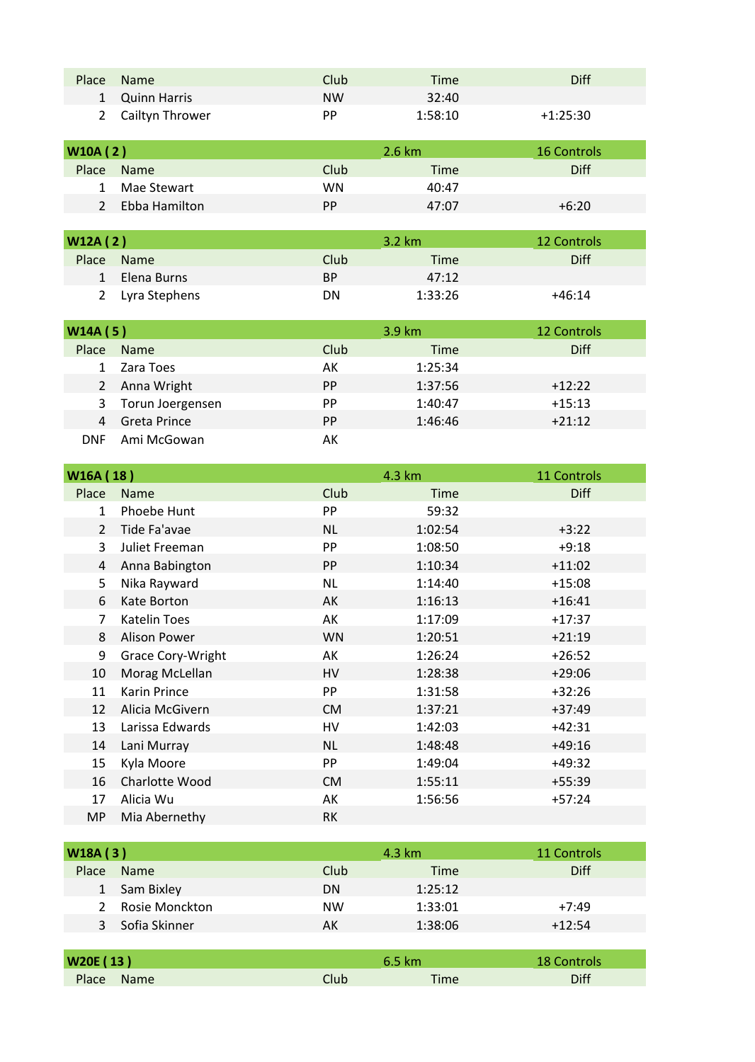| Place | Name | Club | Time | Diff |
|---|---|---|---|---|
| 1 | Quinn Harris | NW | 32:40 | |
| 2 | Cailtyn Thrower | PP | 1:58:10 | +1:25:30 |

| W10A ( 2 ) | | 2.6 km | | 16 Controls |
|---|---|---|---|---|
| Place | Name | Club | Time | Diff |
| 1 | Mae Stewart | WN | 40:47 | |
| 2 | Ebba Hamilton | PP | 47:07 | +6:20 |

| W12A ( 2 ) | | 3.2 km | | 12 Controls |
|---|---|---|---|---|
| Place | Name | Club | Time | Diff |
| 1 | Elena Burns | BP | 47:12 | |
| 2 | Lyra Stephens | DN | 1:33:26 | +46:14 |

| W14A ( 5 ) | | 3.9 km | | 12 Controls |
|---|---|---|---|---|
| Place | Name | Club | Time | Diff |
| 1 | Zara Toes | AK | 1:25:34 | |
| 2 | Anna Wright | PP | 1:37:56 | +12:22 |
| 3 | Torun Joergensen | PP | 1:40:47 | +15:13 |
| 4 | Greta Prince | PP | 1:46:46 | +21:12 |
| DNF | Ami McGowan | AK | | |

| W16A ( 18 ) | | 4.3 km | | 11 Controls |
|---|---|---|---|---|
| Place | Name | Club | Time | Diff |
| 1 | Phoebe Hunt | PP | 59:32 | |
| 2 | Tide Fa'avae | NL | 1:02:54 | +3:22 |
| 3 | Juliet Freeman | PP | 1:08:50 | +9:18 |
| 4 | Anna Babington | PP | 1:10:34 | +11:02 |
| 5 | Nika Rayward | NL | 1:14:40 | +15:08 |
| 6 | Kate Borton | AK | 1:16:13 | +16:41 |
| 7 | Katelin Toes | AK | 1:17:09 | +17:37 |
| 8 | Alison Power | WN | 1:20:51 | +21:19 |
| 9 | Grace Cory-Wright | AK | 1:26:24 | +26:52 |
| 10 | Morag McLellan | HV | 1:28:38 | +29:06 |
| 11 | Karin Prince | PP | 1:31:58 | +32:26 |
| 12 | Alicia McGivern | CM | 1:37:21 | +37:49 |
| 13 | Larissa Edwards | HV | 1:42:03 | +42:31 |
| 14 | Lani Murray | NL | 1:48:48 | +49:16 |
| 15 | Kyla Moore | PP | 1:49:04 | +49:32 |
| 16 | Charlotte Wood | CM | 1:55:11 | +55:39 |
| 17 | Alicia Wu | AK | 1:56:56 | +57:24 |
| MP | Mia Abernethy | RK | | |

| W18A ( 3 ) | | 4.3 km | | 11 Controls |
|---|---|---|---|---|
| Place | Name | Club | Time | Diff |
| 1 | Sam Bixley | DN | 1:25:12 | |
| 2 | Rosie Monckton | NW | 1:33:01 | +7:49 |
| 3 | Sofia Skinner | AK | 1:38:06 | +12:54 |

| W20E ( 13 ) | | 6.5 km | | 18 Controls |
|---|---|---|---|---|
| Place | Name | Club | Time | Diff |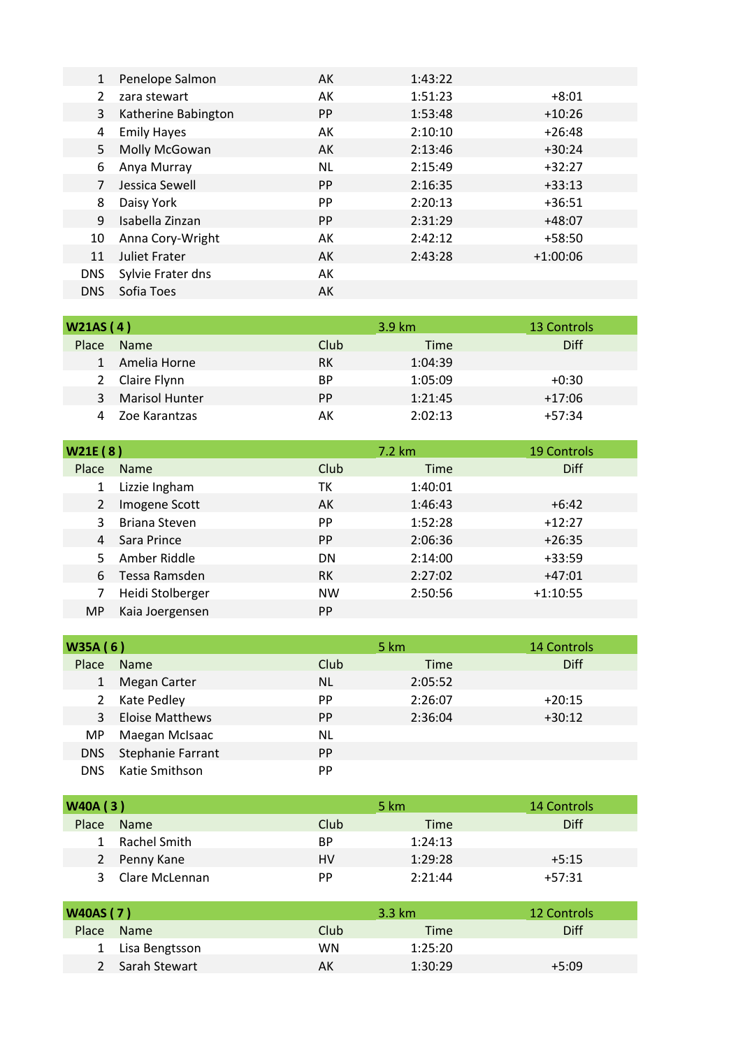| Place | Name | Club | Time | Diff |
|---|---|---|---|---|
| 1 | Penelope Salmon | AK | 1:43:22 | |
| 2 | zara stewart | AK | 1:51:23 | +8:01 |
| 3 | Katherine Babington | PP | 1:53:48 | +10:26 |
| 4 | Emily Hayes | AK | 2:10:10 | +26:48 |
| 5 | Molly McGowan | AK | 2:13:46 | +30:24 |
| 6 | Anya Murray | NL | 2:15:49 | +32:27 |
| 7 | Jessica Sewell | PP | 2:16:35 | +33:13 |
| 8 | Daisy York | PP | 2:20:13 | +36:51 |
| 9 | Isabella Zinzan | PP | 2:31:29 | +48:07 |
| 10 | Anna Cory-Wright | AK | 2:42:12 | +58:50 |
| 11 | Juliet Frater | AK | 2:43:28 | +1:00:06 |
| DNS | Sylvie Frater dns | AK | | |
| DNS | Sofia Toes | AK | | |

| W21AS ( 4 ) | | 3.9 km | | 13 Controls |
|---|---|---|---|---|
| Place | Name | Club | Time | Diff |
| 1 | Amelia Horne | RK | 1:04:39 | |
| 2 | Claire Flynn | BP | 1:05:09 | +0:30 |
| 3 | Marisol Hunter | PP | 1:21:45 | +17:06 |
| 4 | Zoe Karantzas | AK | 2:02:13 | +57:34 |

| W21E ( 8 ) | | 7.2 km | | 19 Controls |
|---|---|---|---|---|
| Place | Name | Club | Time | Diff |
| 1 | Lizzie Ingham | TK | 1:40:01 | |
| 2 | Imogene Scott | AK | 1:46:43 | +6:42 |
| 3 | Briana Steven | PP | 1:52:28 | +12:27 |
| 4 | Sara Prince | PP | 2:06:36 | +26:35 |
| 5 | Amber Riddle | DN | 2:14:00 | +33:59 |
| 6 | Tessa Ramsden | RK | 2:27:02 | +47:01 |
| 7 | Heidi Stolberger | NW | 2:50:56 | +1:10:55 |
| MP | Kaia Joergensen | PP | | |

| W35A ( 6 ) | | 5 km | | 14 Controls |
|---|---|---|---|---|
| Place | Name | Club | Time | Diff |
| 1 | Megan Carter | NL | 2:05:52 | |
| 2 | Kate Pedley | PP | 2:26:07 | +20:15 |
| 3 | Eloise Matthews | PP | 2:36:04 | +30:12 |
| MP | Maegan McIsaac | NL | | |
| DNS | Stephanie Farrant | PP | | |
| DNS | Katie Smithson | PP | | |

| W40A ( 3 ) | | 5 km | | 14 Controls |
|---|---|---|---|---|
| Place | Name | Club | Time | Diff |
| 1 | Rachel Smith | BP | 1:24:13 | |
| 2 | Penny Kane | HV | 1:29:28 | +5:15 |
| 3 | Clare McLennan | PP | 2:21:44 | +57:31 |

| W40AS ( 7 ) | | 3.3 km | | 12 Controls |
|---|---|---|---|---|
| Place | Name | Club | Time | Diff |
| 1 | Lisa Bengtsson | WN | 1:25:20 | |
| 2 | Sarah Stewart | AK | 1:30:29 | +5:09 |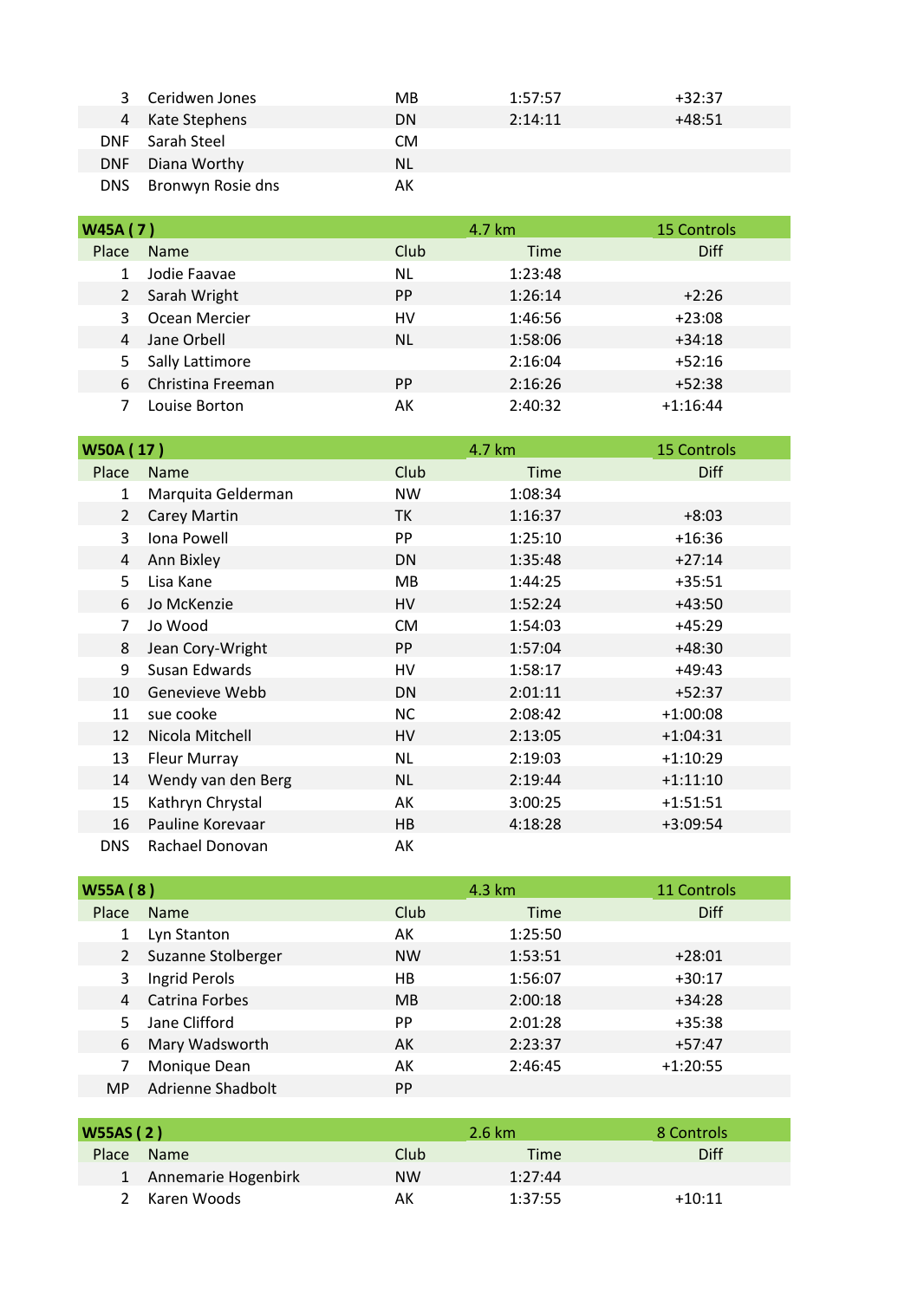| | | | | |
|---|---|---|---|---|
| 3 | Ceridwen Jones | MB | 1:57:57 | +32:37 |
| 4 | Kate Stephens | DN | 2:14:11 | +48:51 |
| DNF | Sarah Steel | CM | | |
| DNF | Diana Worthy | NL | | |
| DNS | Bronwyn Rosie dns | AK | | |

| W45A ( 7 ) | | 4.7 km | | 15 Controls |
|---|---|---|---|---|
| Place | Name | Club | Time | Diff |
| 1 | Jodie Faavae | NL | 1:23:48 | |
| 2 | Sarah Wright | PP | 1:26:14 | +2:26 |
| 3 | Ocean Mercier | HV | 1:46:56 | +23:08 |
| 4 | Jane Orbell | NL | 1:58:06 | +34:18 |
| 5 | Sally Lattimore | | 2:16:04 | +52:16 |
| 6 | Christina Freeman | PP | 2:16:26 | +52:38 |
| 7 | Louise Borton | AK | 2:40:32 | +1:16:44 |

| W50A ( 17 ) | | 4.7 km | | 15 Controls |
|---|---|---|---|---|
| Place | Name | Club | Time | Diff |
| 1 | Marquita Gelderman | NW | 1:08:34 | |
| 2 | Carey Martin | TK | 1:16:37 | +8:03 |
| 3 | Iona Powell | PP | 1:25:10 | +16:36 |
| 4 | Ann Bixley | DN | 1:35:48 | +27:14 |
| 5 | Lisa Kane | MB | 1:44:25 | +35:51 |
| 6 | Jo McKenzie | HV | 1:52:24 | +43:50 |
| 7 | Jo Wood | CM | 1:54:03 | +45:29 |
| 8 | Jean Cory-Wright | PP | 1:57:04 | +48:30 |
| 9 | Susan Edwards | HV | 1:58:17 | +49:43 |
| 10 | Genevieve Webb | DN | 2:01:11 | +52:37 |
| 11 | sue cooke | NC | 2:08:42 | +1:00:08 |
| 12 | Nicola Mitchell | HV | 2:13:05 | +1:04:31 |
| 13 | Fleur Murray | NL | 2:19:03 | +1:10:29 |
| 14 | Wendy van den Berg | NL | 2:19:44 | +1:11:10 |
| 15 | Kathryn Chrystal | AK | 3:00:25 | +1:51:51 |
| 16 | Pauline Korevaar | HB | 4:18:28 | +3:09:54 |
| DNS | Rachael Donovan | AK | | |

| W55A ( 8 ) | | 4.3 km | | 11 Controls |
|---|---|---|---|---|
| Place | Name | Club | Time | Diff |
| 1 | Lyn Stanton | AK | 1:25:50 | |
| 2 | Suzanne Stolberger | NW | 1:53:51 | +28:01 |
| 3 | Ingrid Perols | HB | 1:56:07 | +30:17 |
| 4 | Catrina Forbes | MB | 2:00:18 | +34:28 |
| 5 | Jane Clifford | PP | 2:01:28 | +35:38 |
| 6 | Mary Wadsworth | AK | 2:23:37 | +57:47 |
| 7 | Monique Dean | AK | 2:46:45 | +1:20:55 |
| MP | Adrienne Shadbolt | PP | | |

| W55AS ( 2 ) | | 2.6 km | | 8 Controls |
|---|---|---|---|---|
| Place | Name | Club | Time | Diff |
| 1 | Annemarie Hogenbirk | NW | 1:27:44 | |
| 2 | Karen Woods | AK | 1:37:55 | +10:11 |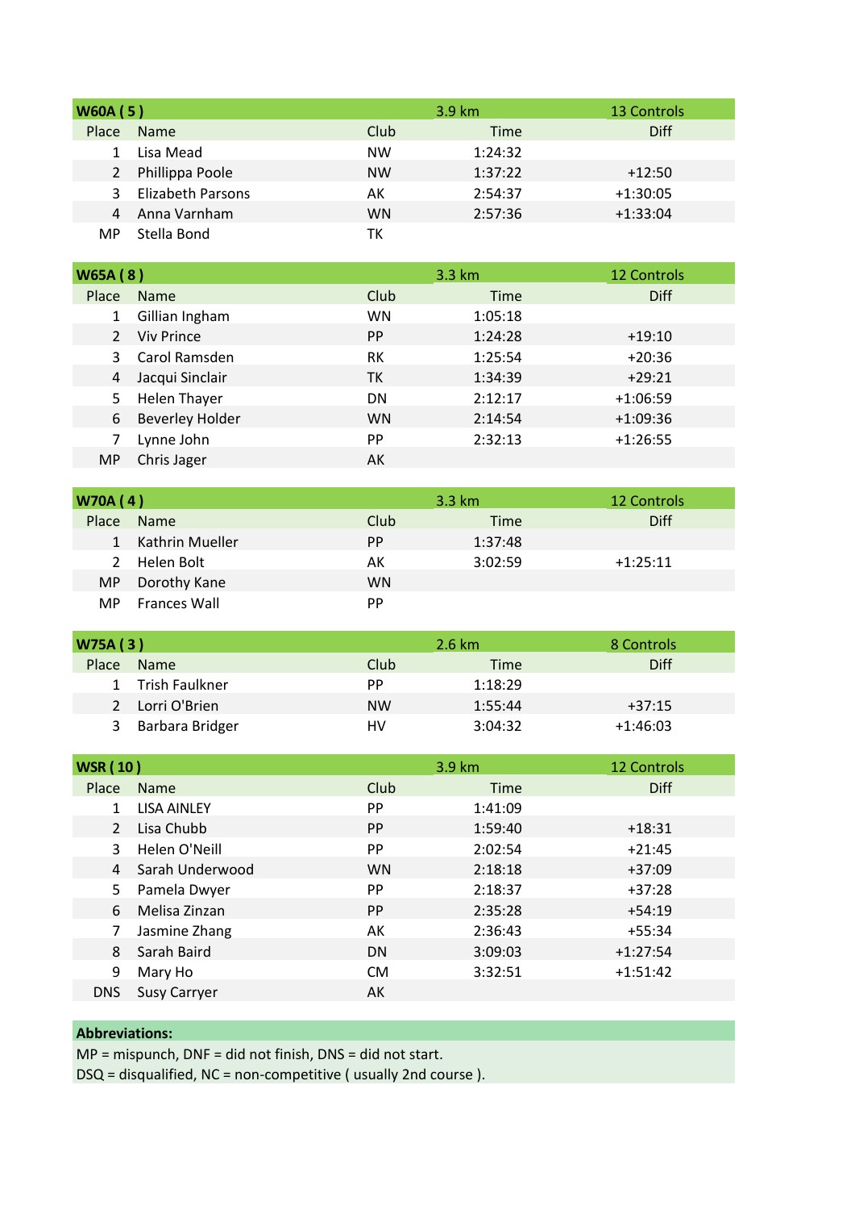| W60A ( 5 ) | | | 3.9 km | 13 Controls |
|---|---|---|---|---|
| Place | Name | Club | Time | Diff |
| 1 | Lisa Mead | NW | 1:24:32 | |
| 2 | Phillippa Poole | NW | 1:37:22 | +12:50 |
| 3 | Elizabeth Parsons | AK | 2:54:37 | +1:30:05 |
| 4 | Anna Varnham | WN | 2:57:36 | +1:33:04 |
| MP | Stella Bond | TK | | |

| W65A ( 8 ) | | | 3.3 km | 12 Controls |
|---|---|---|---|---|
| Place | Name | Club | Time | Diff |
| 1 | Gillian Ingham | WN | 1:05:18 | |
| 2 | Viv Prince | PP | 1:24:28 | +19:10 |
| 3 | Carol Ramsden | RK | 1:25:54 | +20:36 |
| 4 | Jacqui Sinclair | TK | 1:34:39 | +29:21 |
| 5 | Helen Thayer | DN | 2:12:17 | +1:06:59 |
| 6 | Beverley Holder | WN | 2:14:54 | +1:09:36 |
| 7 | Lynne John | PP | 2:32:13 | +1:26:55 |
| MP | Chris Jager | AK | | |

| W70A ( 4 ) | | | 3.3 km | 12 Controls |
|---|---|---|---|---|
| Place | Name | Club | Time | Diff |
| 1 | Kathrin Mueller | PP | 1:37:48 | |
| 2 | Helen Bolt | AK | 3:02:59 | +1:25:11 |
| MP | Dorothy Kane | WN | | |
| MP | Frances Wall | PP | | |

| W75A ( 3 ) | | | 2.6 km | 8 Controls |
|---|---|---|---|---|
| Place | Name | Club | Time | Diff |
| 1 | Trish Faulkner | PP | 1:18:29 | |
| 2 | Lorri O'Brien | NW | 1:55:44 | +37:15 |
| 3 | Barbara Bridger | HV | 3:04:32 | +1:46:03 |

| WSR ( 10 ) | | | 3.9 km | 12 Controls |
|---|---|---|---|---|
| Place | Name | Club | Time | Diff |
| 1 | LISA AINLEY | PP | 1:41:09 | |
| 2 | Lisa Chubb | PP | 1:59:40 | +18:31 |
| 3 | Helen O'Neill | PP | 2:02:54 | +21:45 |
| 4 | Sarah Underwood | WN | 2:18:18 | +37:09 |
| 5 | Pamela Dwyer | PP | 2:18:37 | +37:28 |
| 6 | Melisa Zinzan | PP | 2:35:28 | +54:19 |
| 7 | Jasmine Zhang | AK | 2:36:43 | +55:34 |
| 8 | Sarah Baird | DN | 3:09:03 | +1:27:54 |
| 9 | Mary Ho | CM | 3:32:51 | +1:51:42 |
| DNS | Susy Carryer | AK | | |

**Abbreviations:**

MP = mispunch, DNF = did not finish, DNS = did not start.
DSQ = disqualified, NC = non-competitive ( usually 2nd course ).